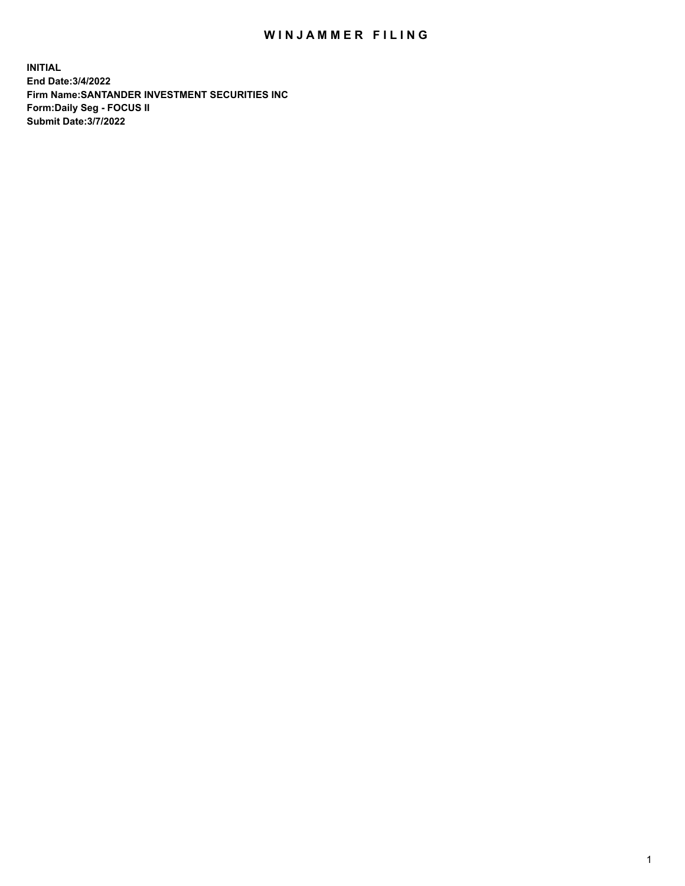# WINJAMMER FILING

**INITIAL**
**End Date:3/4/2022**
**Firm Name:SANTANDER INVESTMENT SECURITIES INC**
**Form:Daily Seg - FOCUS II**
**Submit Date:3/7/2022**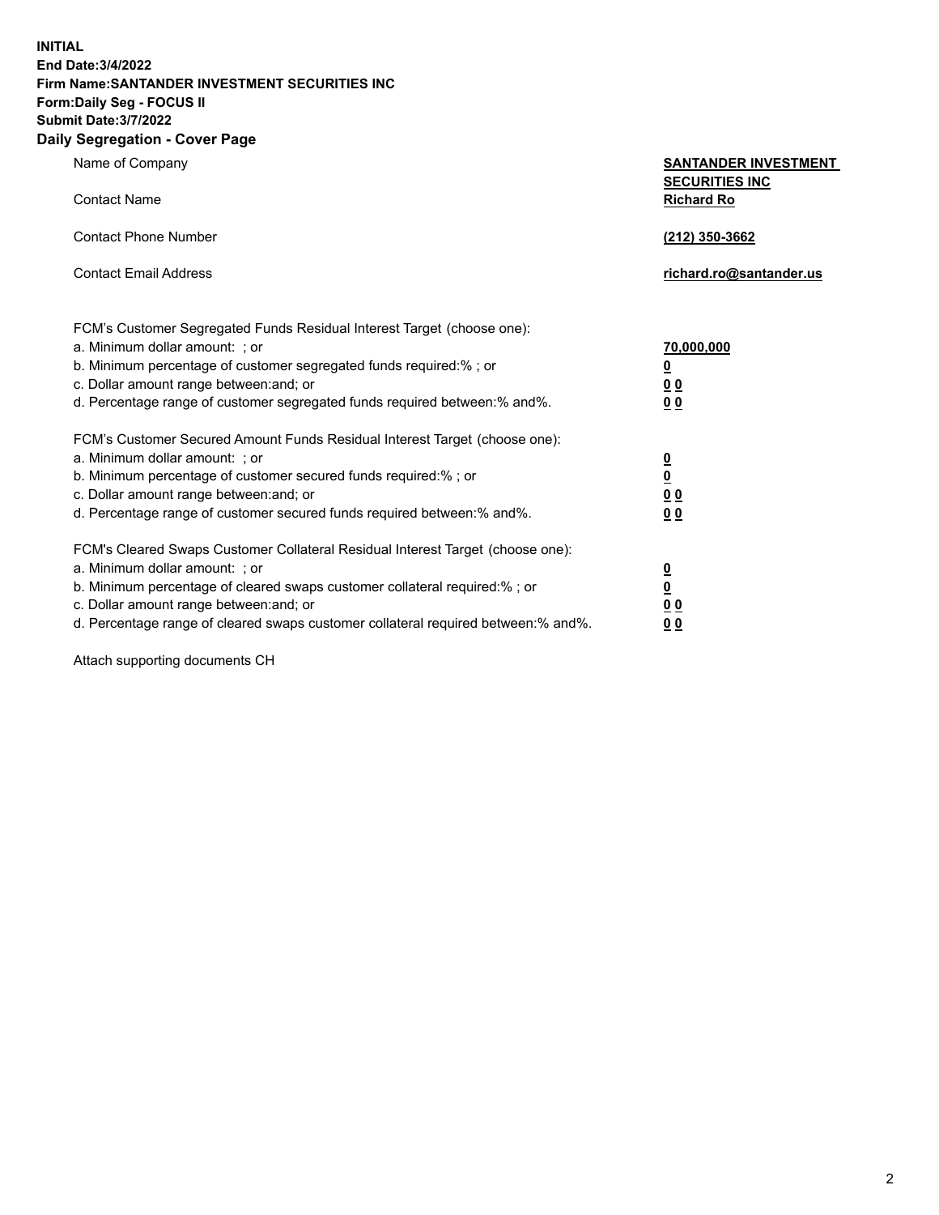**INITIAL**
**End Date:3/4/2022**
**Firm Name:SANTANDER INVESTMENT SECURITIES INC**
**Form:Daily Seg - FOCUS II**
**Submit Date:3/7/2022**

## Daily Segregation - Cover Page

| | |
|---|---|
| Name of Company | **SANTANDER INVESTMENT SECURITIES INC** |
| Contact Name | **Richard Ro** |
| Contact Phone Number | **(212) 350-3662** |
| Contact Email Address | **richard.ro@santander.us** |

FCM's Customer Segregated Funds Residual Interest Target (choose one):

| | |
|---|---|
| a. Minimum dollar amount: ; or | **70,000,000** |
| b. Minimum percentage of customer segregated funds required:% ; or | **0** |
| c. Dollar amount range between:and; or | **0 0** |
| d. Percentage range of customer segregated funds required between:% and%. | **0 0** |

FCM's Customer Secured Amount Funds Residual Interest Target (choose one):

| | |
|---|---|
| a. Minimum dollar amount: ; or | **0** |
| b. Minimum percentage of customer secured funds required:% ; or | **0** |
| c. Dollar amount range between:and; or | **0 0** |
| d. Percentage range of customer secured funds required between:% and%. | **0 0** |

FCM's Cleared Swaps Customer Collateral Residual Interest Target (choose one):

| | |
|---|---|
| a. Minimum dollar amount: ; or | **0** |
| b. Minimum percentage of cleared swaps customer collateral required:% ; or | **0** |
| c. Dollar amount range between:and; or | **0 0** |
| d. Percentage range of cleared swaps customer collateral required between:% and%. | **0 0** |

Attach supporting documents CH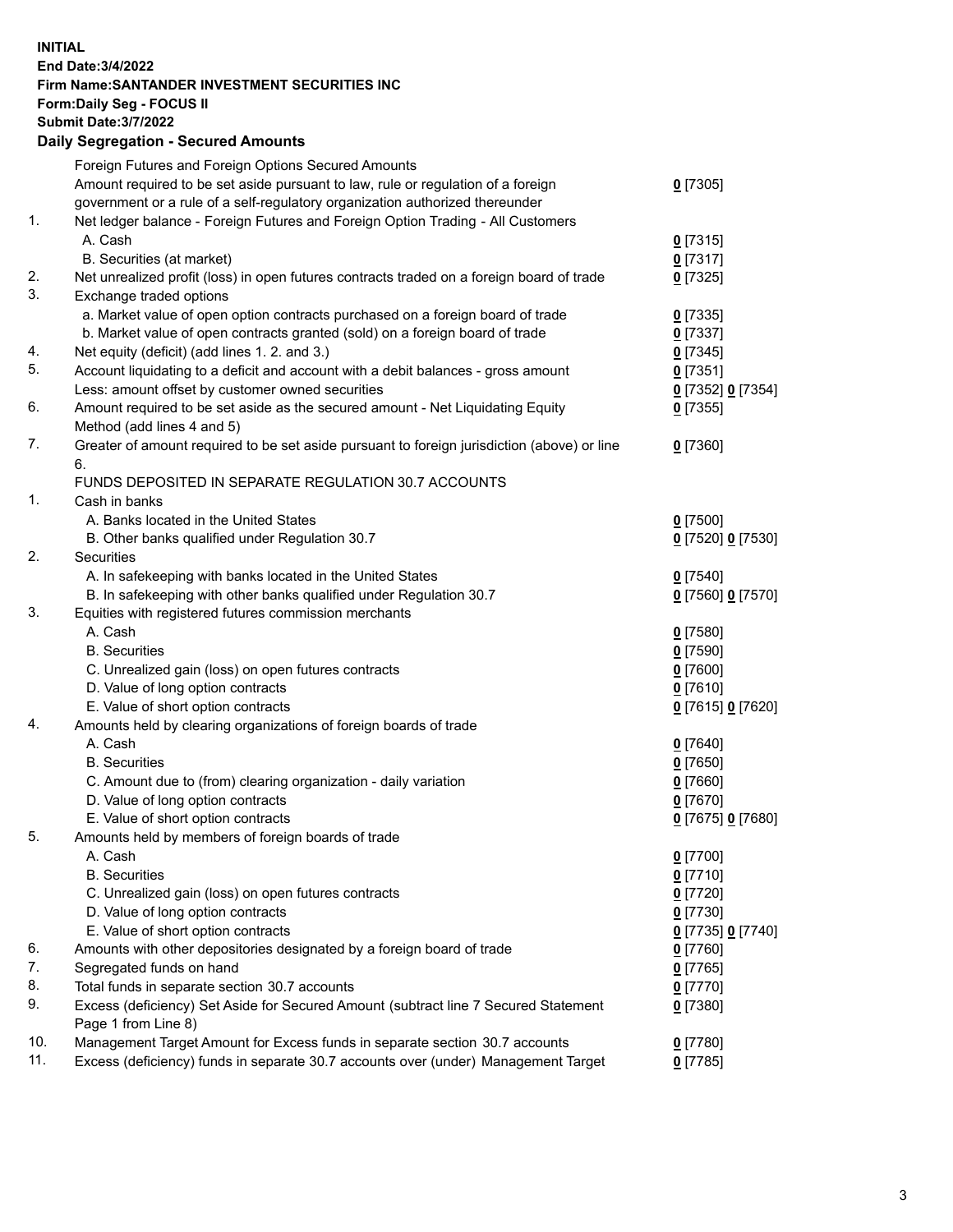**INITIAL**
**End Date:3/4/2022**
**Firm Name:SANTANDER INVESTMENT SECURITIES INC**
**Form:Daily Seg - FOCUS II**
**Submit Date:3/7/2022**

## Daily Segregation - Secured Amounts

| | | |
|---|---|---|
| | Foreign Futures and Foreign Options Secured Amounts | |
| | Amount required to be set aside pursuant to law, rule or regulation of a foreign government or a rule of a self-regulatory organization authorized thereunder | 0 [7305] |
| 1. | Net ledger balance - Foreign Futures and Foreign Option Trading - All Customers | |
| | A. Cash | 0 [7315] |
| | B. Securities (at market) | 0 [7317] |
| 2. | Net unrealized profit (loss) in open futures contracts traded on a foreign board of trade | 0 [7325] |
| 3. | Exchange traded options | |
| | a. Market value of open option contracts purchased on a foreign board of trade | 0 [7335] |
| | b. Market value of open contracts granted (sold) on a foreign board of trade | 0 [7337] |
| 4. | Net equity (deficit) (add lines 1. 2. and 3.) | 0 [7345] |
| 5. | Account liquidating to a deficit and account with a debit balances - gross amount | 0 [7351] |
| | Less: amount offset by customer owned securities | 0 [7352] 0 [7354] |
| 6. | Amount required to be set aside as the secured amount - Net Liquidating Equity Method (add lines 4 and 5) | 0 [7355] |
| 7. | Greater of amount required to be set aside pursuant to foreign jurisdiction (above) or line 6. | 0 [7360] |
| | FUNDS DEPOSITED IN SEPARATE REGULATION 30.7 ACCOUNTS | |
| 1. | Cash in banks | |
| | A. Banks located in the United States | 0 [7500] |
| | B. Other banks qualified under Regulation 30.7 | 0 [7520] 0 [7530] |
| 2. | Securities | |
| | A. In safekeeping with banks located in the United States | 0 [7540] |
| | B. In safekeeping with other banks qualified under Regulation 30.7 | 0 [7560] 0 [7570] |
| 3. | Equities with registered futures commission merchants | |
| | A. Cash | 0 [7580] |
| | B. Securities | 0 [7590] |
| | C. Unrealized gain (loss) on open futures contracts | 0 [7600] |
| | D. Value of long option contracts | 0 [7610] |
| | E. Value of short option contracts | 0 [7615] 0 [7620] |
| 4. | Amounts held by clearing organizations of foreign boards of trade | |
| | A. Cash | 0 [7640] |
| | B. Securities | 0 [7650] |
| | C. Amount due to (from) clearing organization - daily variation | 0 [7660] |
| | D. Value of long option contracts | 0 [7670] |
| | E. Value of short option contracts | 0 [7675] 0 [7680] |
| 5. | Amounts held by members of foreign boards of trade | |
| | A. Cash | 0 [7700] |
| | B. Securities | 0 [7710] |
| | C. Unrealized gain (loss) on open futures contracts | 0 [7720] |
| | D. Value of long option contracts | 0 [7730] |
| | E. Value of short option contracts | 0 [7735] 0 [7740] |
| 6. | Amounts with other depositories designated by a foreign board of trade | 0 [7760] |
| 7. | Segregated funds on hand | 0 [7765] |
| 8. | Total funds in separate section 30.7 accounts | 0 [7770] |
| 9. | Excess (deficiency) Set Aside for Secured Amount (subtract line 7 Secured Statement Page 1 from Line 8) | 0 [7380] |
| 10. | Management Target Amount for Excess funds in separate section 30.7 accounts | 0 [7780] |
| 11. | Excess (deficiency) funds in separate 30.7 accounts over (under) Management Target | 0 [7785] |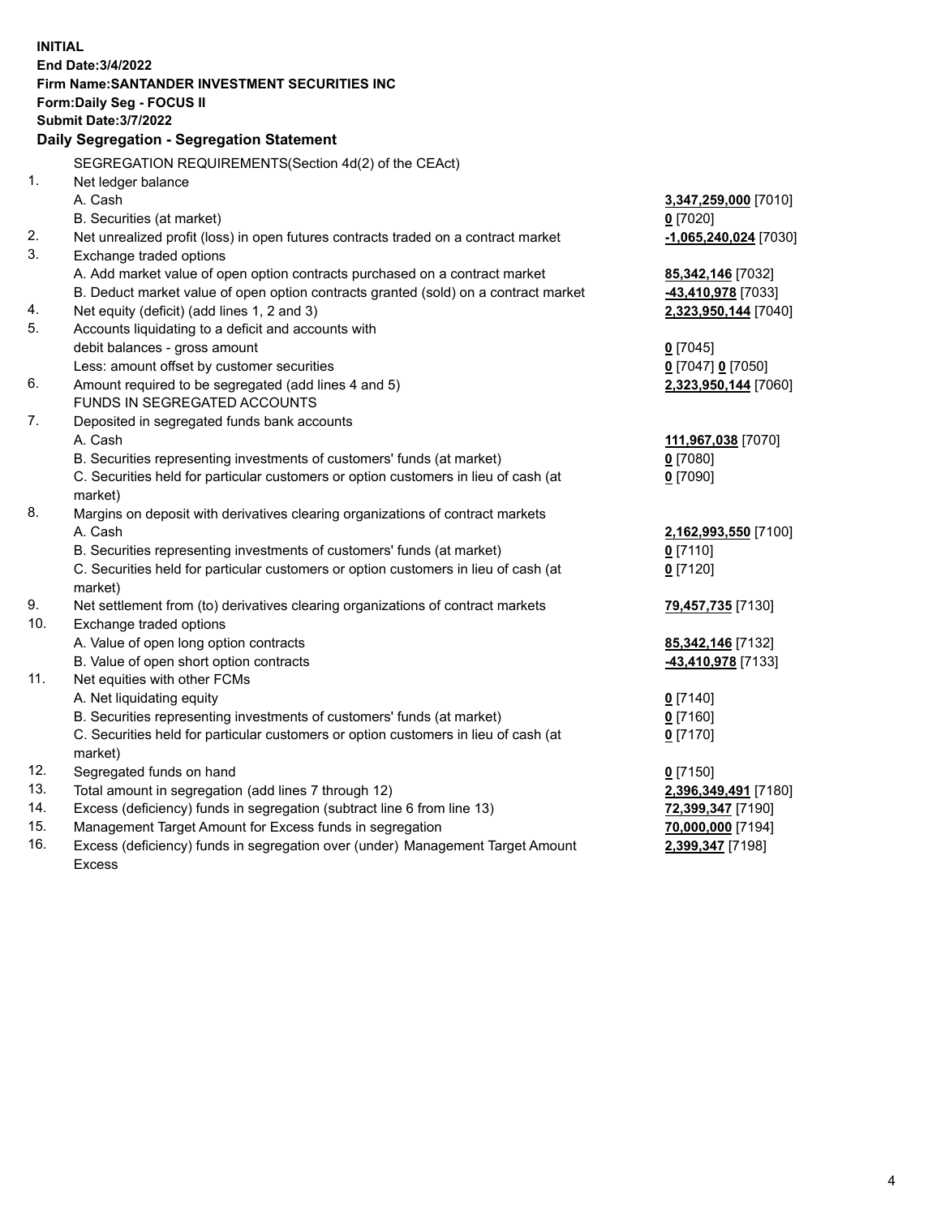**INITIAL**
**End Date:3/4/2022**
**Firm Name:SANTANDER INVESTMENT SECURITIES INC**
**Form:Daily Seg - FOCUS II**
**Submit Date:3/7/2022**

## Daily Segregation - Segregation Statement

SEGREGATION REQUIREMENTS(Section 4d(2) of the CEAct)

| | | |
|---|---|---|
| 1. | Net ledger balance | |
| | A. Cash | **3,347,259,000** [7010] |
| | B. Securities (at market) | **0** [7020] |
| 2. | Net unrealized profit (loss) in open futures contracts traded on a contract market | **-1,065,240,024** [7030] |
| 3. | Exchange traded options | |
| | A. Add market value of open option contracts purchased on a contract market | **85,342,146** [7032] |
| | B. Deduct market value of open option contracts granted (sold) on a contract market | **-43,410,978** [7033] |
| 4. | Net equity (deficit) (add lines 1, 2 and 3) | **2,323,950,144** [7040] |
| 5. | Accounts liquidating to a deficit and accounts with debit balances - gross amount | **0** [7045] |
| | Less: amount offset by customer securities | **0** [7047] **0** [7050] |
| 6. | Amount required to be segregated (add lines 4 and 5) | **2,323,950,144** [7060] |
| | FUNDS IN SEGREGATED ACCOUNTS | |
| 7. | Deposited in segregated funds bank accounts | |
| | A. Cash | **111,967,038** [7070] |
| | B. Securities representing investments of customers' funds (at market) | **0** [7080] |
| | C. Securities held for particular customers or option customers in lieu of cash (at market) | **0** [7090] |
| 8. | Margins on deposit with derivatives clearing organizations of contract markets | |
| | A. Cash | **2,162,993,550** [7100] |
| | B. Securities representing investments of customers' funds (at market) | **0** [7110] |
| | C. Securities held for particular customers or option customers in lieu of cash (at market) | **0** [7120] |
| 9. | Net settlement from (to) derivatives clearing organizations of contract markets | **79,457,735** [7130] |
| 10. | Exchange traded options | |
| | A. Value of open long option contracts | **85,342,146** [7132] |
| | B. Value of open short option contracts | **-43,410,978** [7133] |
| 11. | Net equities with other FCMs | |
| | A. Net liquidating equity | **0** [7140] |
| | B. Securities representing investments of customers' funds (at market) | **0** [7160] |
| | C. Securities held for particular customers or option customers in lieu of cash (at market) | **0** [7170] |
| 12. | Segregated funds on hand | **0** [7150] |
| 13. | Total amount in segregation (add lines 7 through 12) | **2,396,349,491** [7180] |
| 14. | Excess (deficiency) funds in segregation (subtract line 6 from line 13) | **72,399,347** [7190] |
| 15. | Management Target Amount for Excess funds in segregation | **70,000,000** [7194] |
| 16. | Excess (deficiency) funds in segregation over (under) Management Target Amount Excess | **2,399,347** [7198] |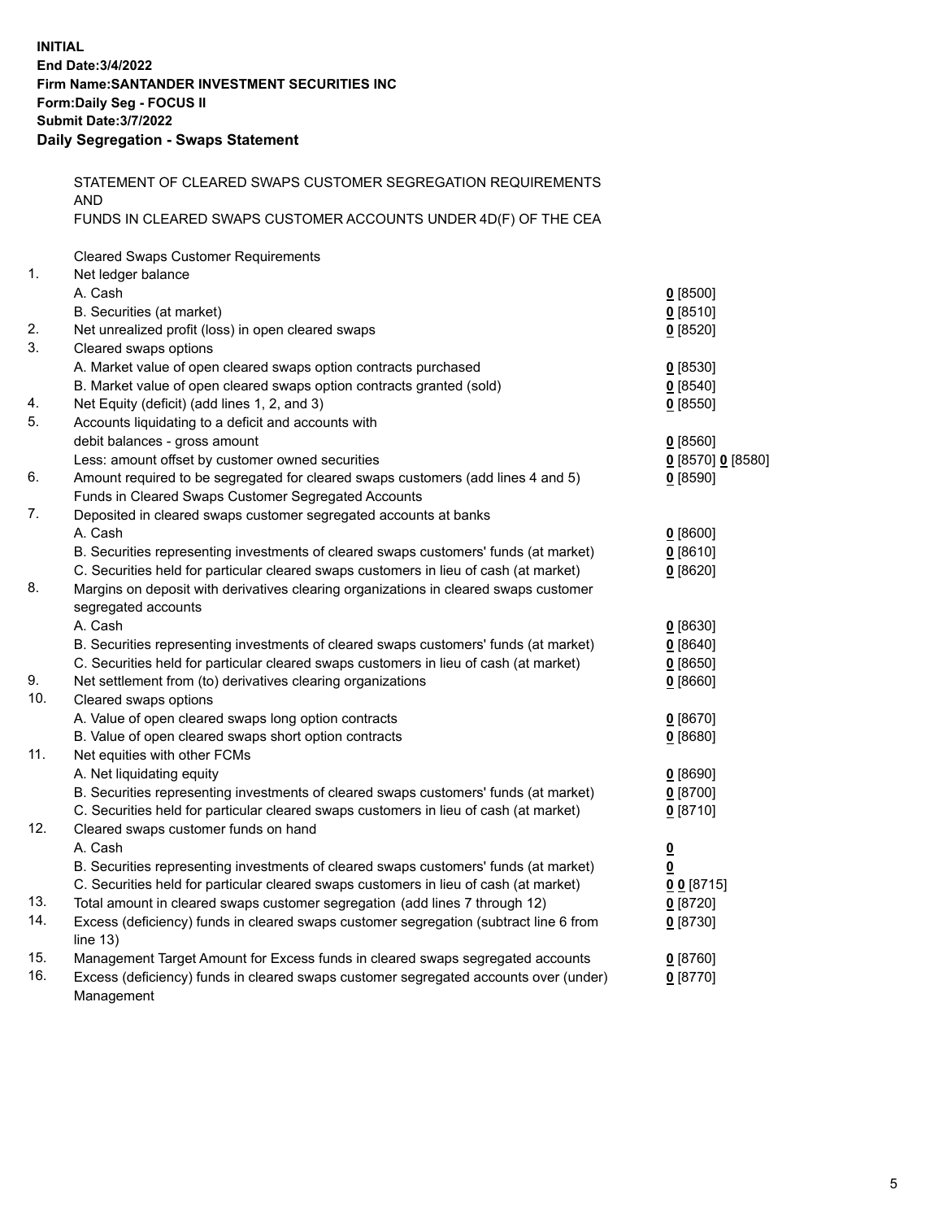**INITIAL**
**End Date:3/4/2022**
**Firm Name:SANTANDER INVESTMENT SECURITIES INC**
**Form:Daily Seg - FOCUS II**
**Submit Date:3/7/2022**
**Daily Segregation - Swaps Statement**

STATEMENT OF CLEARED SWAPS CUSTOMER SEGREGATION REQUIREMENTS AND FUNDS IN CLEARED SWAPS CUSTOMER ACCOUNTS UNDER 4D(F) OF THE CEA

| | | |
|---|---|---|
| | Cleared Swaps Customer Requirements | |
| 1. | Net ledger balance | |
| | A. Cash | 0 [8500] |
| | B. Securities (at market) | 0 [8510] |
| 2. | Net unrealized profit (loss) in open cleared swaps | 0 [8520] |
| 3. | Cleared swaps options | |
| | A. Market value of open cleared swaps option contracts purchased | 0 [8530] |
| | B. Market value of open cleared swaps option contracts granted (sold) | 0 [8540] |
| 4. | Net Equity (deficit) (add lines 1, 2, and 3) | 0 [8550] |
| 5. | Accounts liquidating to a deficit and accounts with | |
| | debit balances - gross amount | 0 [8560] |
| | Less: amount offset by customer owned securities | 0 [8570] 0 [8580] |
| 6. | Amount required to be segregated for cleared swaps customers (add lines 4 and 5) | 0 [8590] |
| | Funds in Cleared Swaps Customer Segregated Accounts | |
| 7. | Deposited in cleared swaps customer segregated accounts at banks | |
| | A. Cash | 0 [8600] |
| | B. Securities representing investments of cleared swaps customers' funds (at market) | 0 [8610] |
| | C. Securities held for particular cleared swaps customers in lieu of cash (at market) | 0 [8620] |
| 8. | Margins on deposit with derivatives clearing organizations in cleared swaps customer segregated accounts | |
| | A. Cash | 0 [8630] |
| | B. Securities representing investments of cleared swaps customers' funds (at market) | 0 [8640] |
| | C. Securities held for particular cleared swaps customers in lieu of cash (at market) | 0 [8650] |
| 9. | Net settlement from (to) derivatives clearing organizations | 0 [8660] |
| 10. | Cleared swaps options | |
| | A. Value of open cleared swaps long option contracts | 0 [8670] |
| | B. Value of open cleared swaps short option contracts | 0 [8680] |
| 11. | Net equities with other FCMs | |
| | A. Net liquidating equity | 0 [8690] |
| | B. Securities representing investments of cleared swaps customers' funds (at market) | 0 [8700] |
| | C. Securities held for particular cleared swaps customers in lieu of cash (at market) | 0 [8710] |
| 12. | Cleared swaps customer funds on hand | |
| | A. Cash | 0 |
| | B. Securities representing investments of cleared swaps customers' funds (at market) | 0 |
| | C. Securities held for particular cleared swaps customers in lieu of cash (at market) | 0 0 [8715] |
| 13. | Total amount in cleared swaps customer segregation (add lines 7 through 12) | 0 [8720] |
| 14. | Excess (deficiency) funds in cleared swaps customer segregation (subtract line 6 from line 13) | 0 [8730] |
| 15. | Management Target Amount for Excess funds in cleared swaps segregated accounts | 0 [8760] |
| 16. | Excess (deficiency) funds in cleared swaps customer segregated accounts over (under) Management | 0 [8770] |